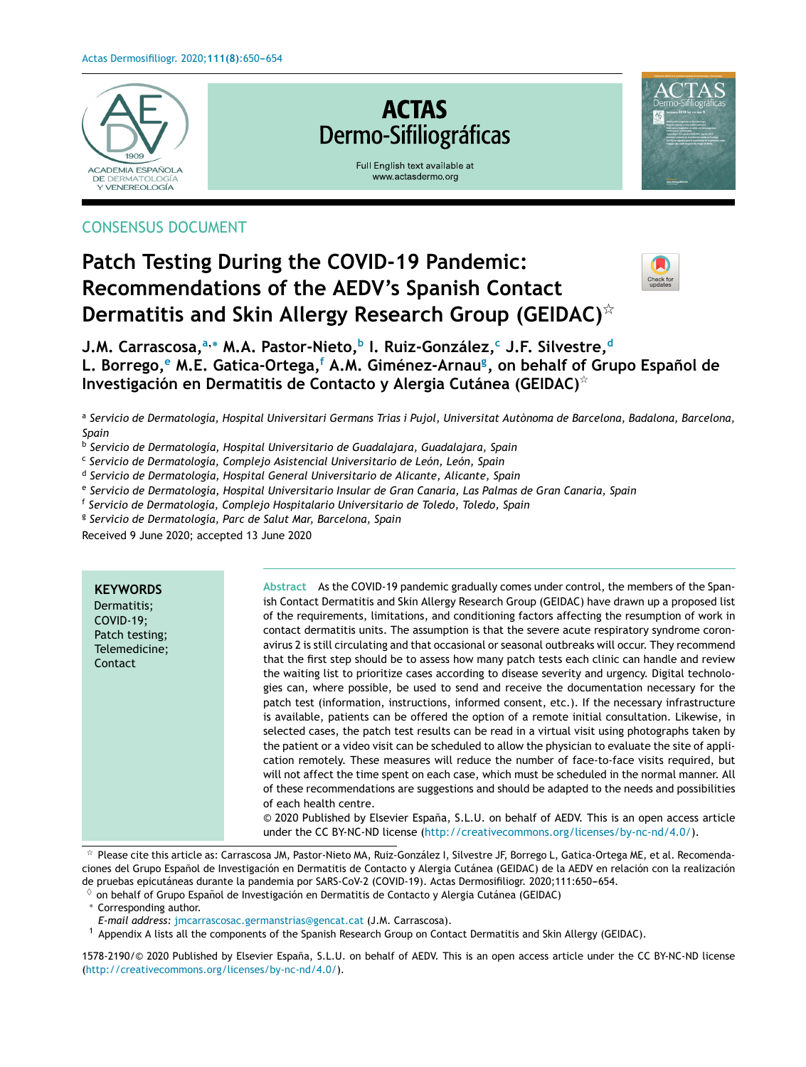CONSENSUS DOCUMENT

# Patch Testing During the COVID-19 Pandemic: Recommendations of the AEDV's Spanish Contact Dermatitis and Skin Allergy Research Group (GEIDAC)[☆]

**J.M. Carrascosa,[a,*] M.A. Pastor-Nieto,[b] I. Ruiz-González,[c] J.F. Silvestre,[d] L. Borrego,[e] M.E. Gatica-Ortega,[f] A.M. Giménez-Arnau[g], on behalf of Grupo Español de Investigación en Dermatitis de Contacto y Alergia Cutánea (GEIDAC)[◊]**

[a] *Servicio de Dermatología, Hospital Universitari Germans Trias i Pujol, Universitat Autònoma de Barcelona, Badalona, Barcelona, Spain*

[b] *Servicio de Dermatología, Hospital Universitario de Guadalajara, Guadalajara, Spain*

[c] *Servicio de Dermatología, Complejo Asistencial Universitario de León, León, Spain*

[d] *Servicio de Dermatología, Hospital General Universitario de Alicante, Alicante, Spain*

[e] *Servicio de Dermatología, Hospital Universitario Insular de Gran Canaria, Las Palmas de Gran Canaria, Spain*

[f] *Servicio de Dermatología, Complejo Hospitalario Universitario de Toledo, Toledo, Spain*

[g] *Servicio de Dermatología, Parc de Salut Mar, Barcelona, Spain*

Received 9 June 2020; accepted 13 June 2020

**KEYWORDS**
Dermatitis;
COVID-19;
Patch testing;
Telemedicine;
Contact

**Abstract** As the COVID-19 pandemic gradually comes under control, the members of the Spanish Contact Dermatitis and Skin Allergy Research Group (GEIDAC) have drawn up a proposed list of the requirements, limitations, and conditioning factors affecting the resumption of work in contact dermatitis units. The assumption is that the severe acute respiratory syndrome coronavirus 2 is still circulating and that occasional or seasonal outbreaks will occur. They recommend that the first step should be to assess how many patch tests each clinic can handle and review the waiting list to prioritize cases according to disease severity and urgency. Digital technologies can, where possible, be used to send and receive the documentation necessary for the patch test (information, instructions, informed consent, etc.). If the necessary infrastructure is available, patients can be offered the option of a remote initial consultation. Likewise, in selected cases, the patch test results can be read in a virtual visit using photographs taken by the patient or a video visit can be scheduled to allow the physician to evaluate the site of application remotely. These measures will reduce the number of face-to-face visits required, but will not affect the time spent on each case, which must be scheduled in the normal manner. All of these recommendations are suggestions and should be adapted to the needs and possibilities of each health centre.

© 2020 Published by Elsevier España, S.L.U. on behalf of AEDV. This is an open access article under the CC BY-NC-ND license (http://creativecommons.org/licenses/by-nc-nd/4.0/).

[☆] Please cite this article as: Carrascosa JM, Pastor-Nieto MA, Ruiz-González I, Silvestre JF, Borrego L, Gatica-Ortega ME, et al. Recomendaciones del Grupo Español de Investigación en Dermatitis de Contacto y Alergia Cutánea (GEIDAC) de la AEDV en relación con la realización de pruebas epicutáneas durante la pandemia por SARS-CoV-2 (COVID-19). Actas Dermosifiliogr. 2020;111:650–654.

[◊] on behalf of Grupo Español de Investigación en Dermatitis de Contacto y Alergia Cutánea (GEIDAC)

[*] Corresponding author.
*E-mail address:* jmcarrascosac.germanstrias@gencat.cat (J.M. Carrascosa).

[1] Appendix A lists all the components of the Spanish Research Group on Contact Dermatitis and Skin Allergy (GEIDAC).

1578-2190/© 2020 Published by Elsevier España, S.L.U. on behalf of AEDV. This is an open access article under the CC BY-NC-ND license (http://creativecommons.org/licenses/by-nc-nd/4.0/).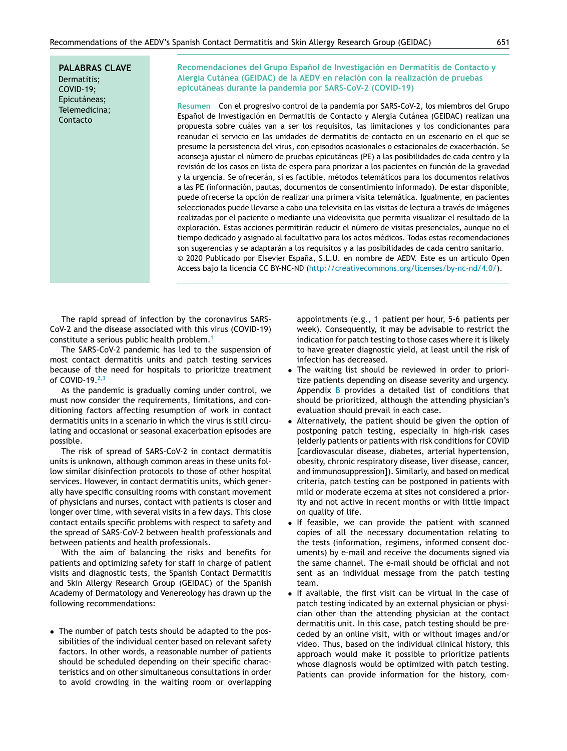**PALABRAS CLAVE**
Dermatitis;
COVID-19;
Epicutáneas;
Telemedicina;
Contacto

## Recomendaciones del Grupo Español de Investigación en Dermatitis de Contacto y Alergia Cutánea (GEIDAC) de la AEDV en relación con la realización de pruebas epicutáneas durante la pandemia por SARS-CoV-2 (COVID-19)

**Resumen** Con el progresivo control de la pandemia por SARS-CoV-2, los miembros del Grupo Español de Investigación en Dermatitis de Contacto y Alergia Cutánea (GEIDAC) realizan una propuesta sobre cuáles van a ser los requisitos, las limitaciones y los condicionantes para reanudar el servicio en las unidades de dermatitis de contacto en un escenario en el que se presume la persistencia del virus, con episodios ocasionales o estacionales de exacerbación. Se aconseja ajustar el número de pruebas epicutáneas (PE) a las posibilidades de cada centro y la revisión de los casos en lista de espera para priorizar a los pacientes en función de la gravedad y la urgencia. Se ofrecerán, si es factible, métodos telemáticos para los documentos relativos a las PE (información, pautas, documentos de consentimiento informado). De estar disponible, puede ofrecerse la opción de realizar una primera visita telemática. Igualmente, en pacientes seleccionados puede llevarse a cabo una televisita en las visitas de lectura a través de imágenes realizadas por el paciente o mediante una videovisita que permita visualizar el resultado de la exploración. Estas acciones permitirán reducir el número de visitas presenciales, aunque no el tiempo dedicado y asignado al facultativo para los actos médicos. Todas estas recomendaciones son sugerencias y se adaptarán a los requisitos y a las posibilidades de cada centro sanitario.
© 2020 Publicado por Elsevier España, S.L.U. en nombre de AEDV. Este es un artículo Open Access bajo la licencia CC BY-NC-ND (http://creativecommons.org/licenses/by-nc-nd/4.0/).

The rapid spread of infection by the coronavirus SARS-CoV-2 and the disease associated with this virus (COVID-19) constitute a serious public health problem.[1]

The SARS-CoV-2 pandemic has led to the suspension of most contact dermatitis units and patch testing services because of the need for hospitals to prioritize treatment of COVID-19.[2,3]

As the pandemic is gradually coming under control, we must now consider the requirements, limitations, and conditioning factors affecting resumption of work in contact dermatitis units in a scenario in which the virus is still circulating and occasional or seasonal exacerbation episodes are possible.

The risk of spread of SARS-CoV-2 in contact dermatitis units is unknown, although common areas in these units follow similar disinfection protocols to those of other hospital services. However, in contact dermatitis units, which generally have specific consulting rooms with constant movement of physicians and nurses, contact with patients is closer and longer over time, with several visits in a few days. This close contact entails specific problems with respect to safety and the spread of SARS-CoV-2 between health professionals and between patients and health professionals.

With the aim of balancing the risks and benefits for patients and optimizing safety for staff in charge of patient visits and diagnostic tests, the Spanish Contact Dermatitis and Skin Allergy Research Group (GEIDAC) of the Spanish Academy of Dermatology and Venereology has drawn up the following recommendations:

- The number of patch tests should be adapted to the possibilities of the individual center based on relevant safety factors. In other words, a reasonable number of patients should be scheduled depending on their specific characteristics and on other simultaneous consultations in order to avoid crowding in the waiting room or overlapping appointments (e.g., 1 patient per hour, 5-6 patients per week). Consequently, it may be advisable to restrict the indication for patch testing to those cases where it is likely to have greater diagnostic yield, at least until the risk of infection has decreased.
- The waiting list should be reviewed in order to prioritize patients depending on disease severity and urgency. Appendix B provides a detailed list of conditions that should be prioritized, although the attending physician's evaluation should prevail in each case.
- Alternatively, the patient should be given the option of postponing patch testing, especially in high-risk cases (elderly patients or patients with risk conditions for COVID [cardiovascular disease, diabetes, arterial hypertension, obesity, chronic respiratory disease, liver disease, cancer, and immunosuppression]). Similarly, and based on medical criteria, patch testing can be postponed in patients with mild or moderate eczema at sites not considered a priority and not active in recent months or with little impact on quality of life.
- If feasible, we can provide the patient with scanned copies of all the necessary documentation relating to the tests (information, regimens, informed consent documents) by e-mail and receive the documents signed via the same channel. The e-mail should be official and not sent as an individual message from the patch testing team.
- If available, the first visit can be virtual in the case of patch testing indicated by an external physician or physician other than the attending physician at the contact dermatitis unit. In this case, patch testing should be preceded by an online visit, with or without images and/or video. Thus, based on the individual clinical history, this approach would make it possible to prioritize patients whose diagnosis would be optimized with patch testing. Patients can provide information for the history, com-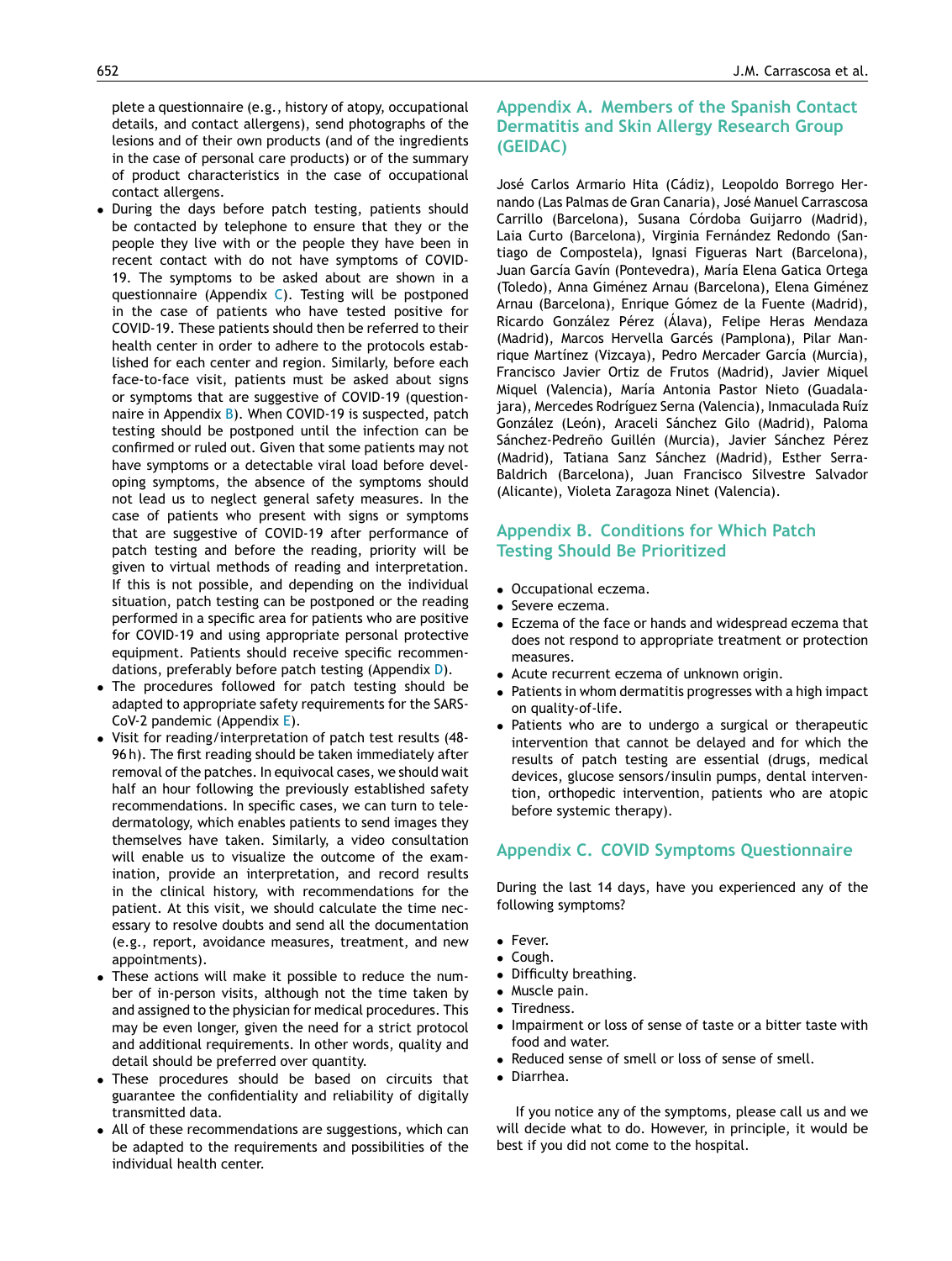plete a questionnaire (e.g., history of atopy, occupational details, and contact allergens), send photographs of the lesions and of their own products (and of the ingredients in the case of personal care products) or of the summary of product characteristics in the case of occupational contact allergens.

- During the days before patch testing, patients should be contacted by telephone to ensure that they or the people they live with or the people they have been in recent contact with do not have symptoms of COVID-19. The symptoms to be asked about are shown in a questionnaire (Appendix C). Testing will be postponed in the case of patients who have tested positive for COVID-19. These patients should then be referred to their health center in order to adhere to the protocols established for each center and region. Similarly, before each face-to-face visit, patients must be asked about signs or symptoms that are suggestive of COVID-19 (questionnaire in Appendix B). When COVID-19 is suspected, patch testing should be postponed until the infection can be confirmed or ruled out. Given that some patients may not have symptoms or a detectable viral load before developing symptoms, the absence of the symptoms should not lead us to neglect general safety measures. In the case of patients who present with signs or symptoms that are suggestive of COVID-19 after performance of patch testing and before the reading, priority will be given to virtual methods of reading and interpretation. If this is not possible, and depending on the individual situation, patch testing can be postponed or the reading performed in a specific area for patients who are positive for COVID-19 and using appropriate personal protective equipment. Patients should receive specific recommendations, preferably before patch testing (Appendix D).
- The procedures followed for patch testing should be adapted to appropriate safety requirements for the SARS-CoV-2 pandemic (Appendix E).
- Visit for reading/interpretation of patch test results (48-96 h). The first reading should be taken immediately after removal of the patches. In equivocal cases, we should wait half an hour following the previously established safety recommendations. In specific cases, we can turn to teledermatology, which enables patients to send images they themselves have taken. Similarly, a video consultation will enable us to visualize the outcome of the examination, provide an interpretation, and record results in the clinical history, with recommendations for the patient. At this visit, we should calculate the time necessary to resolve doubts and send all the documentation (e.g., report, avoidance measures, treatment, and new appointments).
- These actions will make it possible to reduce the number of in-person visits, although not the time taken by and assigned to the physician for medical procedures. This may be even longer, given the need for a strict protocol and additional requirements. In other words, quality and detail should be preferred over quantity.
- These procedures should be based on circuits that guarantee the confidentiality and reliability of digitally transmitted data.
- All of these recommendations are suggestions, which can be adapted to the requirements and possibilities of the individual health center.

## Appendix A. Members of the Spanish Contact Dermatitis and Skin Allergy Research Group (GEIDAC)

José Carlos Armario Hita (Cádiz), Leopoldo Borrego Hernando (Las Palmas de Gran Canaria), José Manuel Carrascosa Carrillo (Barcelona), Susana Córdoba Guijarro (Madrid), Laia Curto (Barcelona), Virginia Fernández Redondo (Santiago de Compostela), Ignasi Figueras Nart (Barcelona), Juan García Gavín (Pontevedra), María Elena Gatica Ortega (Toledo), Anna Giménez Arnau (Barcelona), Elena Giménez Arnau (Barcelona), Enrique Gómez de la Fuente (Madrid), Ricardo González Pérez (Álava), Felipe Heras Mendaza (Madrid), Marcos Hervella Garcés (Pamplona), Pilar Manrique Martínez (Vizcaya), Pedro Mercader García (Murcia), Francisco Javier Ortiz de Frutos (Madrid), Javier Miquel Miquel (Valencia), María Antonia Pastor Nieto (Guadalajara), Mercedes Rodríguez Serna (Valencia), Inmaculada Ruíz González (León), Araceli Sánchez Gilo (Madrid), Paloma Sánchez-Pedreño Guillén (Murcia), Javier Sánchez Pérez (Madrid), Tatiana Sanz Sánchez (Madrid), Esther Serra-Baldrich (Barcelona), Juan Francisco Silvestre Salvador (Alicante), Violeta Zaragoza Ninet (Valencia).

## Appendix B. Conditions for Which Patch Testing Should Be Prioritized

- Occupational eczema.
- Severe eczema.
- Eczema of the face or hands and widespread eczema that does not respond to appropriate treatment or protection measures.
- Acute recurrent eczema of unknown origin.
- Patients in whom dermatitis progresses with a high impact on quality-of-life.
- Patients who are to undergo a surgical or therapeutic intervention that cannot be delayed and for which the results of patch testing are essential (drugs, medical devices, glucose sensors/insulin pumps, dental intervention, orthopedic intervention, patients who are atopic before systemic therapy).

## Appendix C. COVID Symptoms Questionnaire

During the last 14 days, have you experienced any of the following symptoms?

- Fever.
- Cough.
- Difficulty breathing.
- Muscle pain.
- Tiredness.
- Impairment or loss of sense of taste or a bitter taste with food and water.
- Reduced sense of smell or loss of sense of smell.
- Diarrhea.

If you notice any of the symptoms, please call us and we will decide what to do. However, in principle, it would be best if you did not come to the hospital.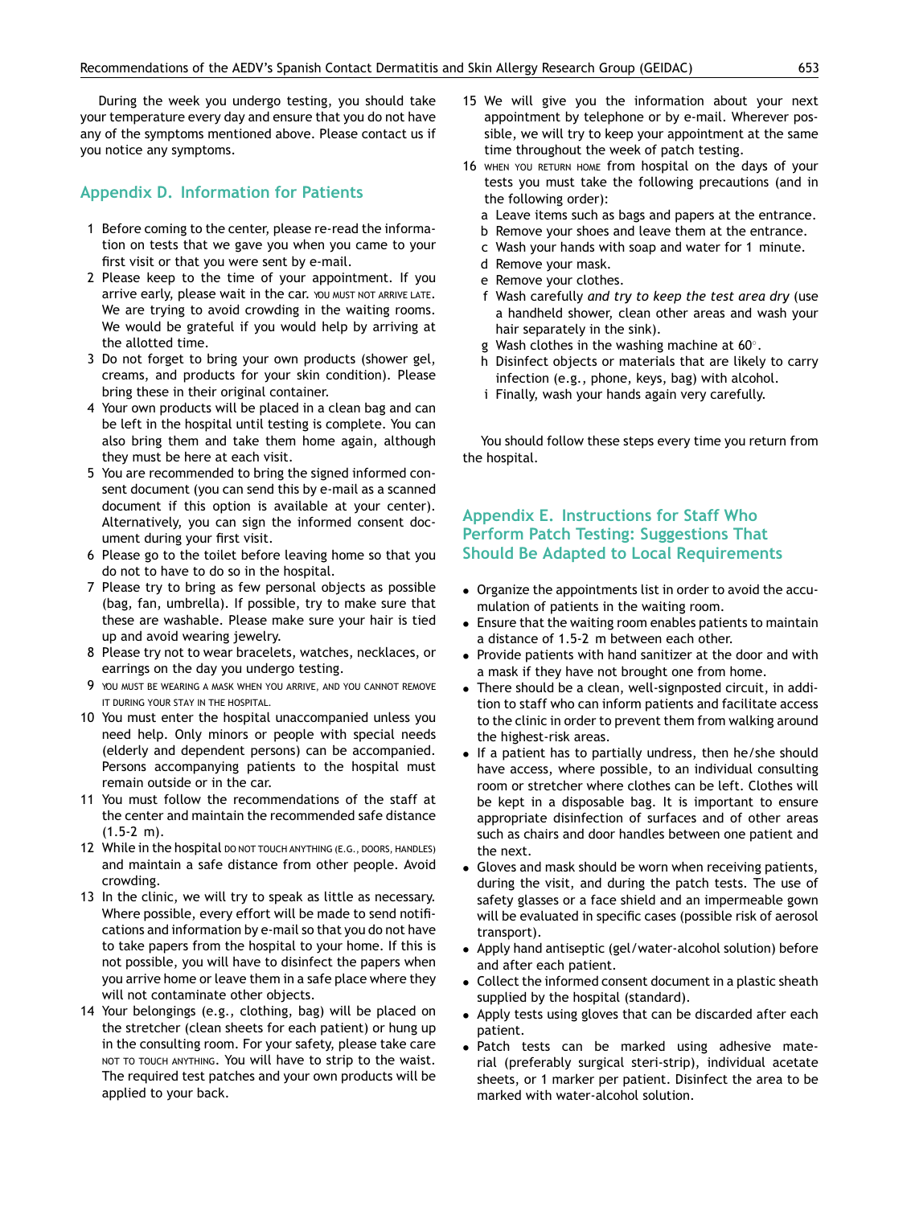During the week you undergo testing, you should take your temperature every day and ensure that you do not have any of the symptoms mentioned above. Please contact us if you notice any symptoms.

## Appendix D. Information for Patients

1. Before coming to the center, please re-read the information on tests that we gave you when you came to your first visit or that you were sent by e-mail.
2. Please keep to the time of your appointment. If you arrive early, please wait in the car. YOU MUST NOT ARRIVE LATE. We are trying to avoid crowding in the waiting rooms. We would be grateful if you would help by arriving at the allotted time.
3. Do not forget to bring your own products (shower gel, creams, and products for your skin condition). Please bring these in their original container.
4. Your own products will be placed in a clean bag and can be left in the hospital until testing is complete. You can also bring them and take them home again, although they must be here at each visit.
5. You are recommended to bring the signed informed consent document (you can send this by e-mail as a scanned document if this option is available at your center). Alternatively, you can sign the informed consent document during your first visit.
6. Please go to the toilet before leaving home so that you do not have to do so in the hospital.
7. Please try to bring as few personal objects as possible (bag, fan, umbrella). If possible, try to make sure that these are washable. Please make sure your hair is tied up and avoid wearing jewelry.
8. Please try not to wear bracelets, watches, necklaces, or earrings on the day you undergo testing.
9. YOU MUST BE WEARING A MASK WHEN YOU ARRIVE, AND YOU CANNOT REMOVE IT DURING YOUR STAY IN THE HOSPITAL.
10. You must enter the hospital unaccompanied unless you need help. Only minors or people with special needs (elderly and dependent persons) can be accompanied. Persons accompanying patients to the hospital must remain outside or in the car.
11. You must follow the recommendations of the staff at the center and maintain the recommended safe distance (1.5-2 m).
12. While in the hospital DO NOT TOUCH ANYTHING (E.G., DOORS, HANDLES) and maintain a safe distance from other people. Avoid crowding.
13. In the clinic, we will try to speak as little as necessary. Where possible, every effort will be made to send notifications and information by e-mail so that you do not have to take papers from the hospital to your home. If this is not possible, you will have to disinfect the papers when you arrive home or leave them in a safe place where they will not contaminate other objects.
14. Your belongings (e.g., clothing, bag) will be placed on the stretcher (clean sheets for each patient) or hung up in the consulting room. For your safety, please take care NOT TO TOUCH ANYTHING. You will have to strip to the waist. The required test patches and your own products will be applied to your back.
15. We will give you the information about your next appointment by telephone or by e-mail. Wherever possible, we will try to keep your appointment at the same time throughout the week of patch testing.
16. WHEN YOU RETURN HOME from hospital on the days of your tests you must take the following precautions (and in the following order):
    a. Leave items such as bags and papers at the entrance.
    b. Remove your shoes and leave them at the entrance.
    c. Wash your hands with soap and water for 1 minute.
    d. Remove your mask.
    e. Remove your clothes.
    f. Wash carefully *and try to keep the test area dry* (use a handheld shower, clean other areas and wash your hair separately in the sink).
    g. Wash clothes in the washing machine at 60°.
    h. Disinfect objects or materials that are likely to carry infection (e.g., phone, keys, bag) with alcohol.
    i. Finally, wash your hands again very carefully.

You should follow these steps every time you return from the hospital.

## Appendix E. Instructions for Staff Who Perform Patch Testing: Suggestions That Should Be Adapted to Local Requirements

- Organize the appointments list in order to avoid the accumulation of patients in the waiting room.
- Ensure that the waiting room enables patients to maintain a distance of 1.5-2 m between each other.
- Provide patients with hand sanitizer at the door and with a mask if they have not brought one from home.
- There should be a clean, well-signposted circuit, in addition to staff who can inform patients and facilitate access to the clinic in order to prevent them from walking around the highest-risk areas.
- If a patient has to partially undress, then he/she should have access, where possible, to an individual consulting room or stretcher where clothes can be left. Clothes will be kept in a disposable bag. It is important to ensure appropriate disinfection of surfaces and of other areas such as chairs and door handles between one patient and the next.
- Gloves and mask should be worn when receiving patients, during the visit, and during the patch tests. The use of safety glasses or a face shield and an impermeable gown will be evaluated in specific cases (possible risk of aerosol transport).
- Apply hand antiseptic (gel/water-alcohol solution) before and after each patient.
- Collect the informed consent document in a plastic sheath supplied by the hospital (standard).
- Apply tests using gloves that can be discarded after each patient.
- Patch tests can be marked using adhesive material (preferably surgical steri-strip), individual acetate sheets, or 1 marker per patient. Disinfect the area to be marked with water-alcohol solution.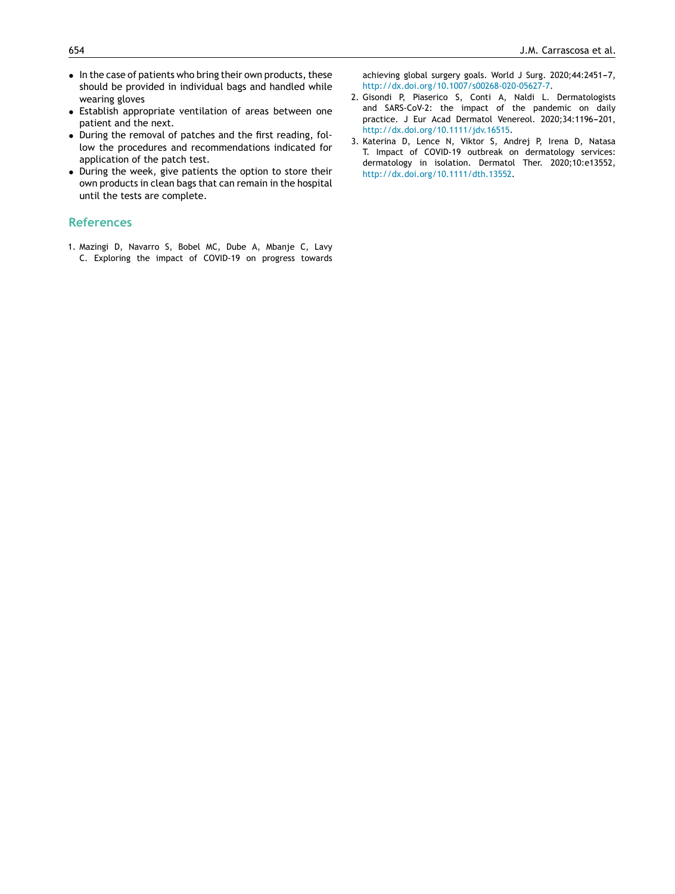- In the case of patients who bring their own products, these should be provided in individual bags and handled while wearing gloves
- Establish appropriate ventilation of areas between one patient and the next.
- During the removal of patches and the first reading, follow the procedures and recommendations indicated for application of the patch test.
- During the week, give patients the option to store their own products in clean bags that can remain in the hospital until the tests are complete.

## References

1. Mazingi D, Navarro S, Bobel MC, Dube A, Mbanje C, Lavy C. Exploring the impact of COVID-19 on progress towards achieving global surgery goals. World J Surg. 2020;44:2451–7, http://dx.doi.org/10.1007/s00268-020-05627-7.
2. Gisondi P, Piaserico S, Conti A, Naldi L. Dermatologists and SARS-CoV-2: the impact of the pandemic on daily practice. J Eur Acad Dermatol Venereol. 2020;34:1196–201, http://dx.doi.org/10.1111/jdv.16515.
3. Katerina D, Lence N, Viktor S, Andrej P, Irena D, Natasa T. Impact of COVID-19 outbreak on dermatology services: dermatology in isolation. Dermatol Ther. 2020;10:e13552, http://dx.doi.org/10.1111/dth.13552.